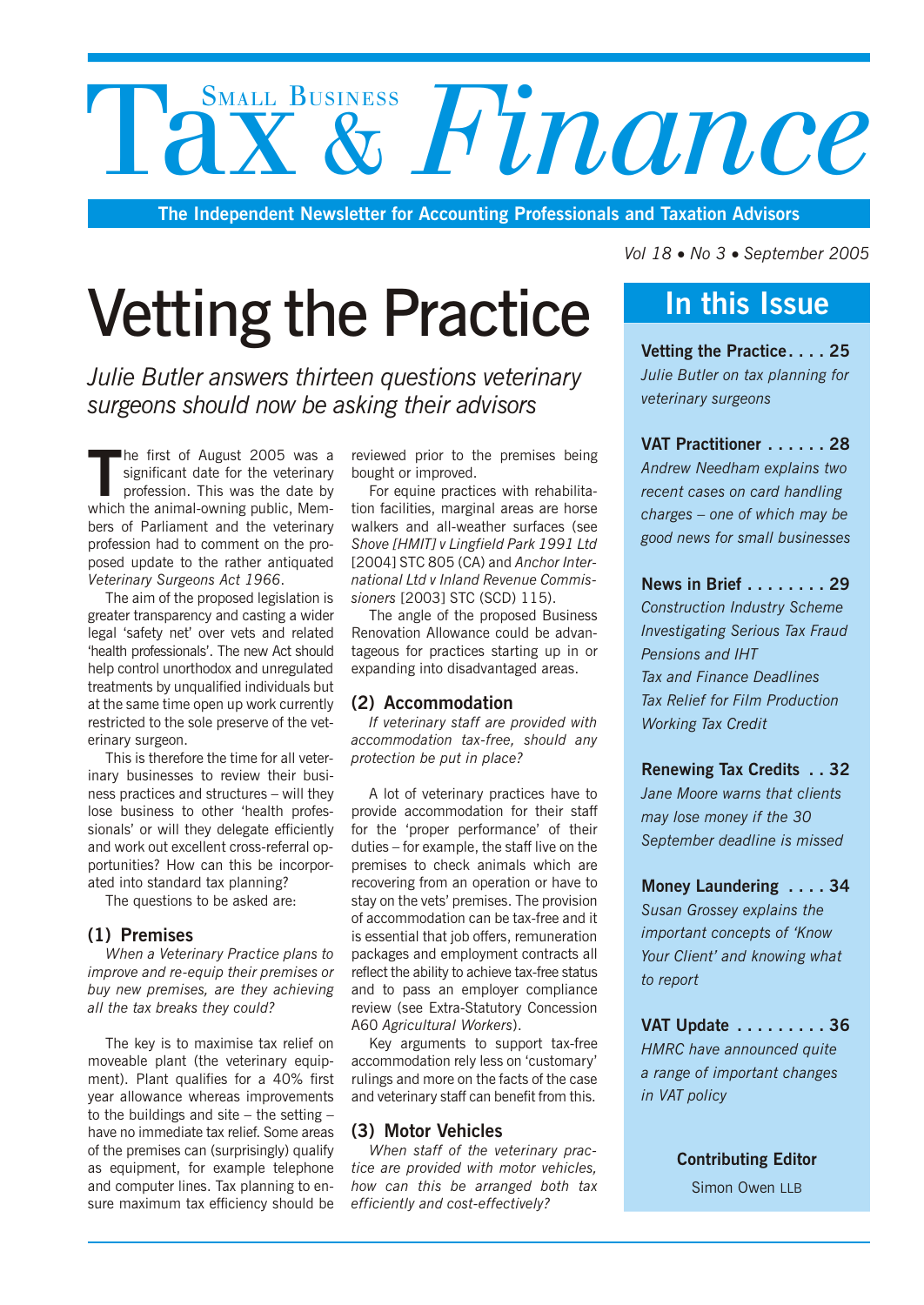# Small Business Tax & Finance

**The Independent Newsletter for Accounting Professionals and Taxation Advisors**

*Vol 18 • No 3 • September 2005*

## In this Issue

**Vetting the Practice . . . . 25**
*Julie Butler on tax planning for veterinary surgeons*

**VAT Practitioner . . . . . . 28**
*Andrew Needham explains two recent cases on card handling charges – one of which may be good news for small businesses*

**News in Brief . . . . . . . . 29**
*Construction Industry Scheme*
*Investigating Serious Tax Fraud*
*Pensions and IHT*
*Tax and Finance Deadlines*
*Tax Relief for Film Production*
*Working Tax Credit*

**Renewing Tax Credits . . 32**
*Jane Moore warns that clients may lose money if the 30 September deadline is missed*

**Money Laundering . . . . 34**
*Susan Grossey explains the important concepts of 'Know Your Client' and knowing what to report*

**VAT Update . . . . . . . . . 36**
*HMRC have announced quite a range of important changes in VAT policy*

**Contributing Editor**
Simon Owen LLB

# Vetting the Practice

*Julie Butler answers thirteen questions veterinary surgeons should now be asking their advisors*

The first of August 2005 was a significant date for the veterinary profession. This was the date by which the animal-owning public, Members of Parliament and the veterinary profession had to comment on the proposed update to the rather antiquated *Veterinary Surgeons Act 1966*.

The aim of the proposed legislation is greater transparency and casting a wider legal 'safety net' over vets and related 'health professionals'. The new Act should help control unorthodox and unregulated treatments by unqualified individuals but at the same time open up work currently restricted to the sole preserve of the veterinary surgeon.

This is therefore the time for all veterinary businesses to review their business practices and structures – will they lose business to other 'health professionals' or will they delegate efficiently and work out excellent cross-referral opportunities? How can this be incorporated into standard tax planning?

The questions to be asked are:

### (1) Premises

*When a Veterinary Practice plans to improve and re-equip their premises or buy new premises, are they achieving all the tax breaks they could?*

The key is to maximise tax relief on moveable plant (the veterinary equipment). Plant qualifies for a 40% first year allowance whereas improvements to the buildings and site – the setting – have no immediate tax relief. Some areas of the premises can (surprisingly) qualify as equipment, for example telephone and computer lines. Tax planning to ensure maximum tax efficiency should be reviewed prior to the premises being bought or improved.

For equine practices with rehabilitation facilities, marginal areas are horse walkers and all-weather surfaces (see *Shove [HMIT] v Lingfield Park 1991 Ltd* [2004] STC 805 (CA) and *Anchor International Ltd v Inland Revenue Commissioners* [2003] STC (SCD) 115).

The angle of the proposed Business Renovation Allowance could be advantageous for practices starting up in or expanding into disadvantaged areas.

### (2) Accommodation

*If veterinary staff are provided with accommodation tax-free, should any protection be put in place?*

A lot of veterinary practices have to provide accommodation for their staff for the 'proper performance' of their duties – for example, the staff live on the premises to check animals which are recovering from an operation or have to stay on the vets' premises. The provision of accommodation can be tax-free and it is essential that job offers, remuneration packages and employment contracts all reflect the ability to achieve tax-free status and to pass an employer compliance review (see Extra-Statutory Concession A60 *Agricultural Workers*).

Key arguments to support tax-free accommodation rely less on 'customary' rulings and more on the facts of the case and veterinary staff can benefit from this.

### (3) Motor Vehicles

*When staff of the veterinary practice are provided with motor vehicles, how can this be arranged both tax efficiently and cost-effectively?*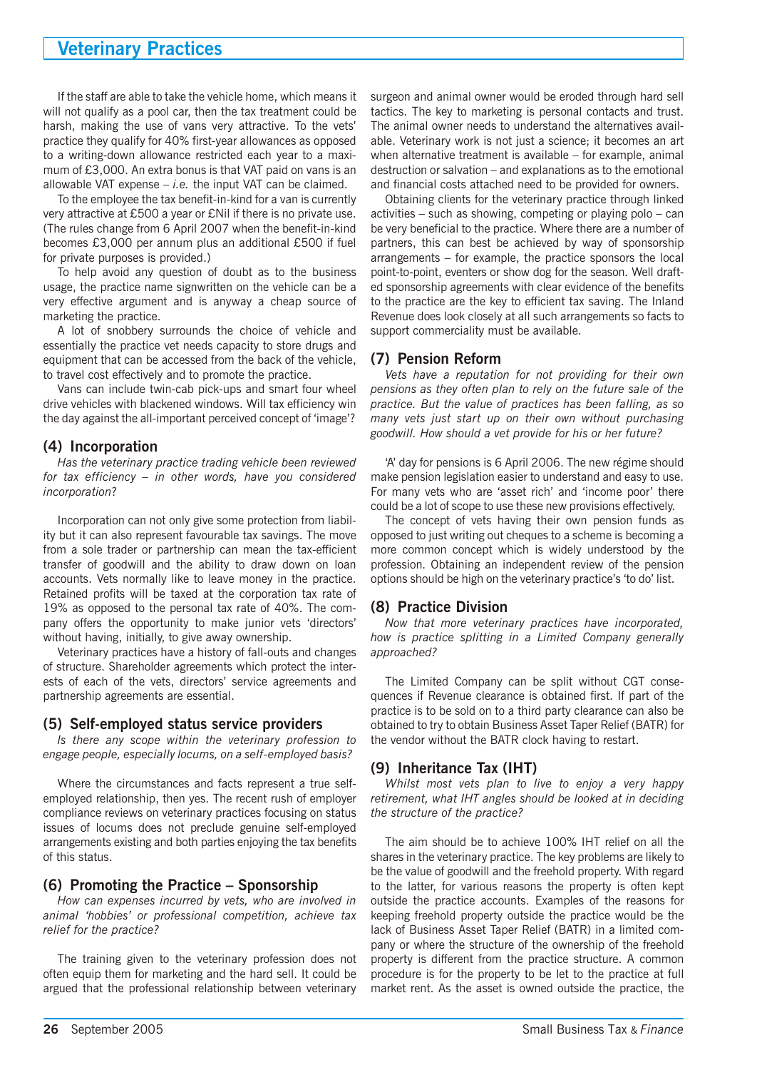If the staff are able to take the vehicle home, which means it will not qualify as a pool car, then the tax treatment could be harsh, making the use of vans very attractive. To the vets' practice they qualify for 40% first-year allowances as opposed to a writing-down allowance restricted each year to a maximum of £3,000. An extra bonus is that VAT paid on vans is an allowable VAT expense – *i.e.* the input VAT can be claimed.

To the employee the tax benefit-in-kind for a van is currently very attractive at £500 a year or £Nil if there is no private use. (The rules change from 6 April 2007 when the benefit-in-kind becomes £3,000 per annum plus an additional £500 if fuel for private purposes is provided.)

To help avoid any question of doubt as to the business usage, the practice name signwritten on the vehicle can be a very effective argument and is anyway a cheap source of marketing the practice.

A lot of snobbery surrounds the choice of vehicle and essentially the practice vet needs capacity to store drugs and equipment that can be accessed from the back of the vehicle, to travel cost effectively and to promote the practice.

Vans can include twin-cab pick-ups and smart four wheel drive vehicles with blackened windows. Will tax efficiency win the day against the all-important perceived concept of 'image'?

## (4) Incorporation

*Has the veterinary practice trading vehicle been reviewed for tax efficiency – in other words, have you considered incorporation?*

Incorporation can not only give some protection from liability but it can also represent favourable tax savings. The move from a sole trader or partnership can mean the tax-efficient transfer of goodwill and the ability to draw down on loan accounts. Vets normally like to leave money in the practice. Retained profits will be taxed at the corporation tax rate of 19% as opposed to the personal tax rate of 40%. The company offers the opportunity to make junior vets 'directors' without having, initially, to give away ownership.

Veterinary practices have a history of fall-outs and changes of structure. Shareholder agreements which protect the interests of each of the vets, directors' service agreements and partnership agreements are essential.

## (5) Self-employed status service providers

*Is there any scope within the veterinary profession to engage people, especially locums, on a self-employed basis?*

Where the circumstances and facts represent a true self-employed relationship, then yes. The recent rush of employer compliance reviews on veterinary practices focusing on status issues of locums does not preclude genuine self-employed arrangements existing and both parties enjoying the tax benefits of this status.

## (6) Promoting the Practice – Sponsorship

*How can expenses incurred by vets, who are involved in animal 'hobbies' or professional competition, achieve tax relief for the practice?*

The training given to the veterinary profession does not often equip them for marketing and the hard sell. It could be argued that the professional relationship between veterinary surgeon and animal owner would be eroded through hard sell tactics. The key to marketing is personal contacts and trust. The animal owner needs to understand the alternatives available. Veterinary work is not just a science; it becomes an art when alternative treatment is available – for example, animal destruction or salvation – and explanations as to the emotional and financial costs attached need to be provided for owners.

Obtaining clients for the veterinary practice through linked activities – such as showing, competing or playing polo – can be very beneficial to the practice. Where there are a number of partners, this can best be achieved by way of sponsorship arrangements – for example, the practice sponsors the local point-to-point, eventers or show dog for the season. Well drafted sponsorship agreements with clear evidence of the benefits to the practice are the key to efficient tax saving. The Inland Revenue does look closely at all such arrangements so facts to support commerciality must be available.

## (7) Pension Reform

*Vets have a reputation for not providing for their own pensions as they often plan to rely on the future sale of the practice. But the value of practices has been falling, as so many vets just start up on their own without purchasing goodwill. How should a vet provide for his or her future?*

'A' day for pensions is 6 April 2006. The new régime should make pension legislation easier to understand and easy to use. For many vets who are 'asset rich' and 'income poor' there could be a lot of scope to use these new provisions effectively.

The concept of vets having their own pension funds as opposed to just writing out cheques to a scheme is becoming a more common concept which is widely understood by the profession. Obtaining an independent review of the pension options should be high on the veterinary practice's 'to do' list.

## (8) Practice Division

*Now that more veterinary practices have incorporated, how is practice splitting in a Limited Company generally approached?*

The Limited Company can be split without CGT consequences if Revenue clearance is obtained first. If part of the practice is to be sold on to a third party clearance can also be obtained to try to obtain Business Asset Taper Relief (BATR) for the vendor without the BATR clock having to restart.

## (9) Inheritance Tax (IHT)

*Whilst most vets plan to live to enjoy a very happy retirement, what IHT angles should be looked at in deciding the structure of the practice?*

The aim should be to achieve 100% IHT relief on all the shares in the veterinary practice. The key problems are likely to be the value of goodwill and the freehold property. With regard to the latter, for various reasons the property is often kept outside the practice accounts. Examples of the reasons for keeping freehold property outside the practice would be the lack of Business Asset Taper Relief (BATR) in a limited company or where the structure of the ownership of the freehold property is different from the practice structure. A common procedure is for the property to be let to the practice at full market rent. As the asset is owned outside the practice, the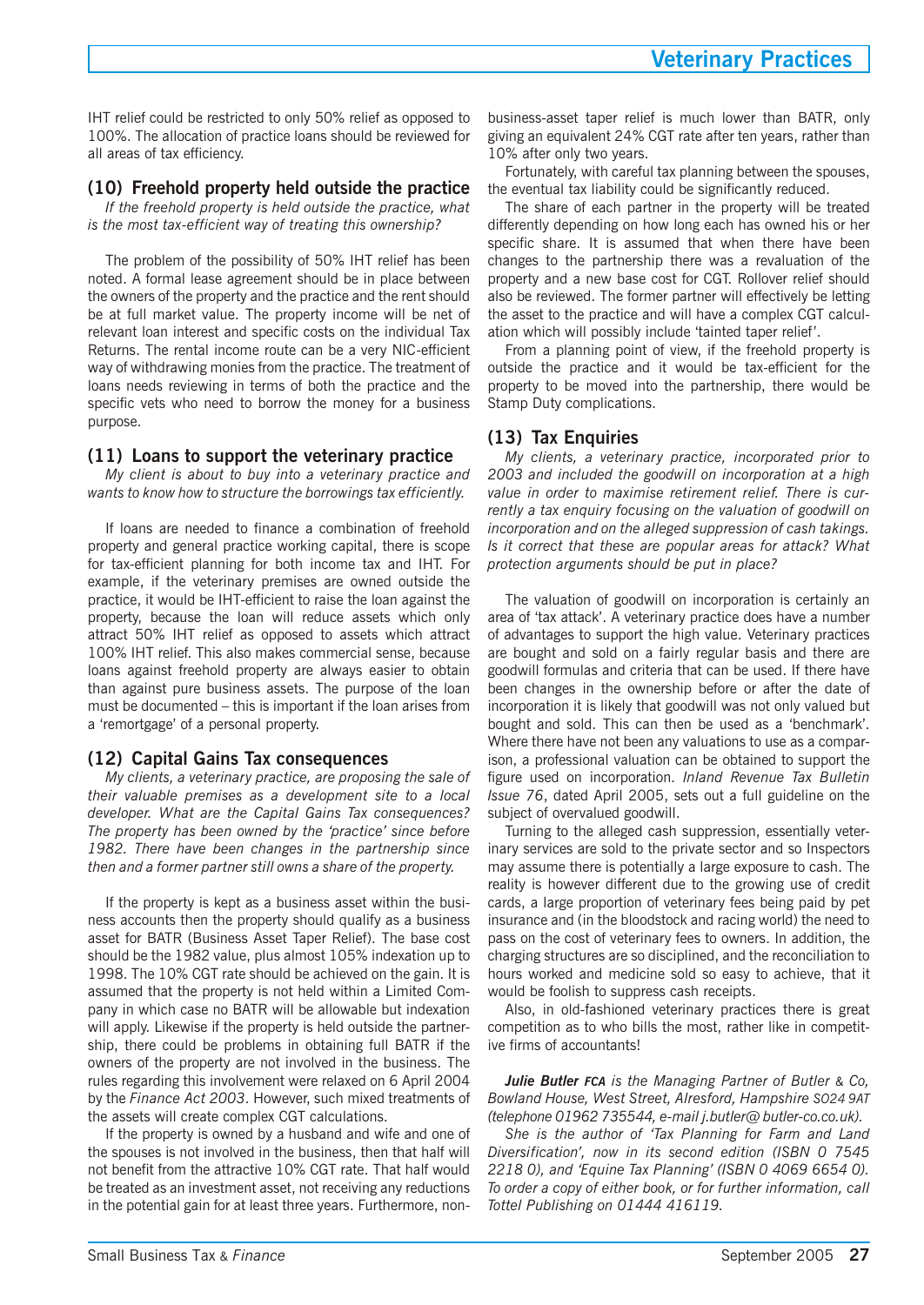IHT relief could be restricted to only 50% relief as opposed to 100%. The allocation of practice loans should be reviewed for all areas of tax efficiency.

## (10) Freehold property held outside the practice

*If the freehold property is held outside the practice, what is the most tax-efficient way of treating this ownership?*

The problem of the possibility of 50% IHT relief has been noted. A formal lease agreement should be in place between the owners of the property and the practice and the rent should be at full market value. The property income will be net of relevant loan interest and specific costs on the individual Tax Returns. The rental income route can be a very NIC-efficient way of withdrawing monies from the practice. The treatment of loans needs reviewing in terms of both the practice and the specific vets who need to borrow the money for a business purpose.

## (11) Loans to support the veterinary practice

*My client is about to buy into a veterinary practice and wants to know how to structure the borrowings tax efficiently.*

If loans are needed to finance a combination of freehold property and general practice working capital, there is scope for tax-efficient planning for both income tax and IHT. For example, if the veterinary premises are owned outside the practice, it would be IHT-efficient to raise the loan against the property, because the loan will reduce assets which only attract 50% IHT relief as opposed to assets which attract 100% IHT relief. This also makes commercial sense, because loans against freehold property are always easier to obtain than against pure business assets. The purpose of the loan must be documented – this is important if the loan arises from a 'remortgage' of a personal property.

## (12) Capital Gains Tax consequences

*My clients, a veterinary practice, are proposing the sale of their valuable premises as a development site to a local developer. What are the Capital Gains Tax consequences? The property has been owned by the 'practice' since before 1982. There have been changes in the partnership since then and a former partner still owns a share of the property.*

If the property is kept as a business asset within the business accounts then the property should qualify as a business asset for BATR (Business Asset Taper Relief). The base cost should be the 1982 value, plus almost 105% indexation up to 1998. The 10% CGT rate should be achieved on the gain. It is assumed that the property is not held within a Limited Company in which case no BATR will be allowable but indexation will apply. Likewise if the property is held outside the partnership, there could be problems in obtaining full BATR if the owners of the property are not involved in the business. The rules regarding this involvement were relaxed on 6 April 2004 by the *Finance Act 2003*. However, such mixed treatments of the assets will create complex CGT calculations.

If the property is owned by a husband and wife and one of the spouses is not involved in the business, then that half will not benefit from the attractive 10% CGT rate. That half would be treated as an investment asset, not receiving any reductions in the potential gain for at least three years. Furthermore, non-business-asset taper relief is much lower than BATR, only giving an equivalent 24% CGT rate after ten years, rather than 10% after only two years.

Fortunately, with careful tax planning between the spouses, the eventual tax liability could be significantly reduced.

The share of each partner in the property will be treated differently depending on how long each has owned his or her specific share. It is assumed that when there have been changes to the partnership there was a revaluation of the property and a new base cost for CGT. Rollover relief should also be reviewed. The former partner will effectively be letting the asset to the practice and will have a complex CGT calculation which will possibly include 'tainted taper relief'.

From a planning point of view, if the freehold property is outside the practice and it would be tax-efficient for the property to be moved into the partnership, there would be Stamp Duty complications.

## (13) Tax Enquiries

*My clients, a veterinary practice, incorporated prior to 2003 and included the goodwill on incorporation at a high value in order to maximise retirement relief. There is currently a tax enquiry focusing on the valuation of goodwill on incorporation and on the alleged suppression of cash takings. Is it correct that these are popular areas for attack? What protection arguments should be put in place?*

The valuation of goodwill on incorporation is certainly an area of 'tax attack'. A veterinary practice does have a number of advantages to support the high value. Veterinary practices are bought and sold on a fairly regular basis and there are goodwill formulas and criteria that can be used. If there have been changes in the ownership before or after the date of incorporation it is likely that goodwill was not only valued but bought and sold. This can then be used as a 'benchmark'. Where there have not been any valuations to use as a comparison, a professional valuation can be obtained to support the figure used on incorporation. *Inland Revenue Tax Bulletin Issue 76*, dated April 2005, sets out a full guideline on the subject of overvalued goodwill.

Turning to the alleged cash suppression, essentially veterinary services are sold to the private sector and so Inspectors may assume there is potentially a large exposure to cash. The reality is however different due to the growing use of credit cards, a large proportion of veterinary fees being paid by pet insurance and (in the bloodstock and racing world) the need to pass on the cost of veterinary fees to owners. In addition, the charging structures are so disciplined, and the reconciliation to hours worked and medicine sold so easy to achieve, that it would be foolish to suppress cash receipts.

Also, in old-fashioned veterinary practices there is great competition as to who bills the most, rather like in competitive firms of accountants!

***Julie Butler FCA*** *is the Managing Partner of Butler & Co, Bowland House, West Street, Alresford, Hampshire SO24 9AT (telephone 01962 735544, e-mail j.butler@butler-co.co.uk).*

*She is the author of 'Tax Planning for Farm and Land Diversification', now in its second edition (ISBN 0 7545 2218 0), and 'Equine Tax Planning' (ISBN 0 4069 6654 0). To order a copy of either book, or for further information, call Tottel Publishing on 01444 416119.*